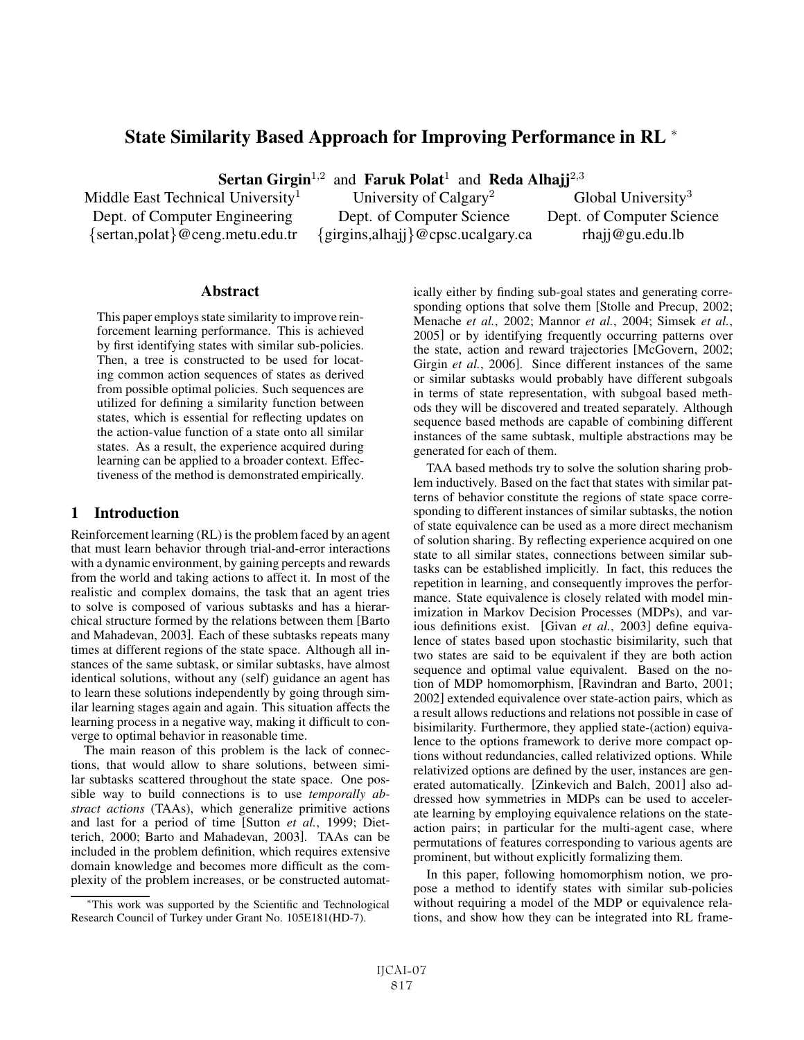# State Similarity Based Approach for Improving Performance in RL *

**Sertan Girgin**[1,2] and **Faruk Polat**[1] and **Reda Alhajj**[2,3]

Middle East Technical University[1]
Dept. of Computer Engineering
{sertan,polat}@ceng.metu.edu.tr

University of Calgary[2]
Dept. of Computer Science
{girgins,alhajj}@cpsc.ucalgary.ca

Global University[3]
Dept. of Computer Science
rhajj@gu.edu.lb

## Abstract

This paper employs state similarity to improve reinforcement learning performance. This is achieved by first identifying states with similar sub-policies. Then, a tree is constructed to be used for locating common action sequences of states as derived from possible optimal policies. Such sequences are utilized for defining a similarity function between states, which is essential for reflecting updates on the action-value function of a state onto all similar states. As a result, the experience acquired during learning can be applied to a broader context. Effectiveness of the method is demonstrated empirically.

## 1 Introduction

Reinforcement learning (RL) is the problem faced by an agent that must learn behavior through trial-and-error interactions with a dynamic environment, by gaining percepts and rewards from the world and taking actions to affect it. In most of the realistic and complex domains, the task that an agent tries to solve is composed of various subtasks and has a hierarchical structure formed by the relations between them [Barto and Mahadevan, 2003]. Each of these subtasks repeats many times at different regions of the state space. Although all instances of the same subtask, or similar subtasks, have almost identical solutions, without any (self) guidance an agent has to learn these solutions independently by going through similar learning stages again and again. This situation affects the learning process in a negative way, making it difficult to converge to optimal behavior in reasonable time.

The main reason of this problem is the lack of connections, that would allow to share solutions, between similar subtasks scattered throughout the state space. One possible way to build connections is to use *temporally abstract actions* (TAAs), which generalize primitive actions and last for a period of time [Sutton *et al.*, 1999; Dietterich, 2000; Barto and Mahadevan, 2003]. TAAs can be included in the problem definition, which requires extensive domain knowledge and becomes more difficult as the complexity of the problem increases, or be constructed automatically either by finding sub-goal states and generating corresponding options that solve them [Stolle and Precup, 2002; Menache *et al.*, 2002; Mannor *et al.*, 2004; Simsek *et al.*, 2005] or by identifying frequently occurring patterns over the state, action and reward trajectories [McGovern, 2002; Girgin *et al.*, 2006]. Since different instances of the same or similar subtasks would probably have different subgoals in terms of state representation, with subgoal based methods they will be discovered and treated separately. Although sequence based methods are capable of combining different instances of the same subtask, multiple abstractions may be generated for each of them.

TAA based methods try to solve the solution sharing problem inductively. Based on the fact that states with similar patterns of behavior constitute the regions of state space corresponding to different instances of similar subtasks, the notion of state equivalence can be used as a more direct mechanism of solution sharing. By reflecting experience acquired on one state to all similar states, connections between similar subtasks can be established implicitly. In fact, this reduces the repetition in learning, and consequently improves the performance. State equivalence is closely related with model minimization in Markov Decision Processes (MDPs), and various definitions exist. [Givan *et al.*, 2003] define equivalence of states based upon stochastic bisimilarity, such that two states are said to be equivalent if they are both action sequence and optimal value equivalent. Based on the notion of MDP homomorphism, [Ravindran and Barto, 2001; 2002] extended equivalence over state-action pairs, which as a result allows reductions and relations not possible in case of bisimilarity. Furthermore, they applied state-(action) equivalence to the options framework to derive more compact options without redundancies, called relativized options. While relativized options are defined by the user, instances are generated automatically. [Zinkevich and Balch, 2001] also addressed how symmetries in MDPs can be used to accelerate learning by employing equivalence relations on the state-action pairs; in particular for the multi-agent case, where permutations of features corresponding to various agents are prominent, but without explicitly formalizing them.

In this paper, following homomorphism notion, we propose a method to identify states with similar sub-policies without requiring a model of the MDP or equivalence relations, and show how they can be integrated into RL frame-

*This work was supported by the Scientific and Technological Research Council of Turkey under Grant No. 105E181(HD-7).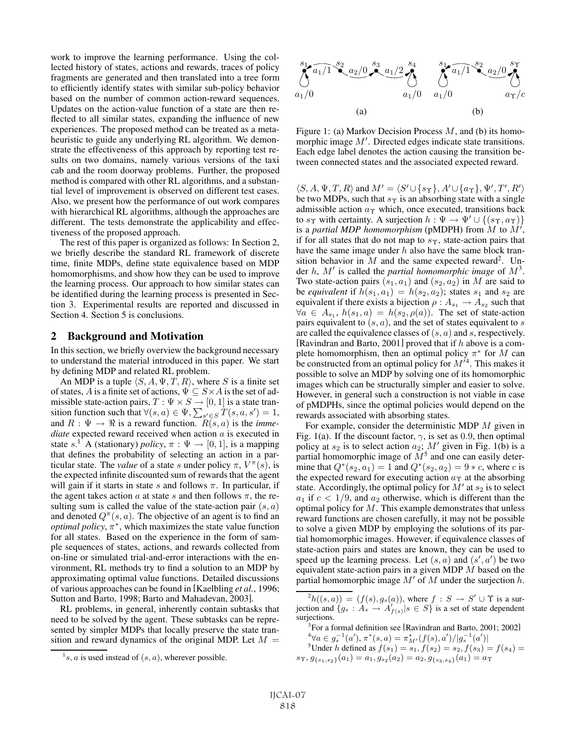work to improve the learning performance. Using the collected history of states, actions and rewards, traces of policy fragments are generated and then translated into a tree form to efficiently identify states with similar sub-policy behavior based on the number of common action-reward sequences. Updates on the action-value function of a state are then reflected to all similar states, expanding the influence of new experiences. The proposed method can be treated as a meta-heuristic to guide any underlying RL algorithm. We demonstrate the effectiveness of this approach by reporting test results on two domains, namely various versions of the taxi cab and the room doorway problems. Further, the proposed method is compared with other RL algorithms, and a substantial level of improvement is observed on different test cases. Also, we present how the performance of out work compares with hierarchical RL algorithms, although the approaches are different. The tests demonstrate the applicability and effectiveness of the proposed approach.

The rest of this paper is organized as follows: In Section 2, we briefly describe the standard RL framework of discrete time, finite MDPs, define state equivalence based on MDP homomorphisms, and show how they can be used to improve the learning process. Our approach to how similar states can be identified during the learning process is presented in Section 3. Experimental results are reported and discussed in Section 4. Section 5 is conclusions.

## 2 Background and Motivation

In this section, we briefly overview the background necessary to understand the material introduced in this paper. We start by defining MDP and related RL problem.

An MDP is a tuple $\langle S, A, \Psi, T, R\rangle$, where $S$ is a finite set of states, $A$ is a finite set of actions, $\Psi \subseteq S \times A$ is the set of admissible state-action pairs, $T : \Psi \times S \rightarrow [0, 1]$ is a state transition function such that $\forall(s, a) \in \Psi, \sum_{s' \in S} T(s, a, s') = 1$, and $R : \Psi \rightarrow \Re$ is a reward function. $R(s, a)$ is the *immediate* expected reward received when action $a$ is executed in state $s$.[1] A (stationary) *policy*, $\pi : \Psi \rightarrow [0, 1]$, is a mapping that defines the probability of selecting an action in a particular state. The *value* of a state $s$ under policy $\pi$, $V^\pi(s)$, is the expected infinite discounted sum of rewards that the agent will gain if it starts in state $s$ and follows $\pi$. In particular, if the agent takes action $a$ at state $s$ and then follows $\pi$, the resulting sum is called the value of the state-action pair $(s, a)$ and denoted $Q^\pi(s, a)$. The objective of an agent is to find an *optimal policy*, $\pi^*$, which maximizes the state value function for all states. Based on the experience in the form of sample sequences of states, actions, and rewards collected from on-line or simulated trial-and-error interactions with the environment, RL methods try to find a solution to an MDP by approximating optimal value functions. Detailed discussions of various approaches can be found in [Kaelbling *et al.*, 1996; Sutton and Barto, 1998; Barto and Mahadevan, 2003].

RL problems, in general, inherently contain subtasks that need to be solved by the agent. These subtasks can be represented by simpler MDPs that locally preserve the state transition and reward dynamics of the original MDP. Let $M = \langle S, A, \Psi, T, R\rangle$ and $M' = \langle S' \cup \{s_\Upsilon\}, A' \cup \{a_\Upsilon\}, \Psi', T', R'\rangle$ be two MDPs, such that $s_\Upsilon$ is an absorbing state with a single admissible action $a_\Upsilon$ which, once executed, transitions back to $s_\Upsilon$ with certainty. A surjection $h : \Psi \rightarrow \Psi' \cup \{(s_\Upsilon, a_\Upsilon)\}$ is a *partial MDP homomorphism* (pMDPH) from $M$ to $M'$, if for all states that do not map to $s_\Upsilon$, state-action pairs that have the same image under $h$ also have the same block transition behavior in $M$ and the same expected reward[2]. Under $h$, $M'$ is called the *partial homomorphic image* of $M$[3]. Two state-action pairs $(s_1, a_1)$ and $(s_2, a_2)$ in $M$ are said to be *equivalent* if $h(s_1, a_1) = h(s_2, a_2)$; states $s_1$ and $s_2$ are equivalent if there exists a bijection $\rho : A_{s_1} \rightarrow A_{s_2}$ such that $\forall a \in A_{s_1}, h(s_1, a) = h(s_2, \rho(a))$. The set of state-action pairs equivalent to $(s, a)$, and the set of states equivalent to $s$ are called the equivalence classes of $(s, a)$ and $s$, respectively. [Ravindran and Barto, 2001] proved that if $h$ above is a complete homomorphism, then an optimal policy $\pi^*$ for $M$ can be constructed from an optimal policy for $M'$[4]. This makes it possible to solve an MDP by solving one of its homomorphic images which can be structurally simpler and easier to solve. However, in general such a construction is not viable in case of pMDPHs, since the optimal policies would depend on the rewards associated with absorbing states.

Figure 1: (a) Markov Decision Process $M$, and (b) its homomorphic image $M'$. Directed edges indicate state transitions. Each edge label denotes the action causing the transition between connected states and the associated expected reward.

For example, consider the deterministic MDP $M$ given in Fig. 1(a). If the discount factor, $\gamma$, is set as 0.9, then optimal policy at $s_2$ is to select action $a_2$; $M'$ given in Fig. 1(b) is a partial homomorphic image of $M$[5] and one can easily determine that $Q^*(s_2, a_1) = 1$ and $Q^*(s_2, a_2) = 9 * c$, where $c$ is the expected reward for executing action $a_\Upsilon$ at the absorbing state. Accordingly, the optimal policy for $M'$ at $s_2$ is to select $a_1$ if $c < 1/9$, and $a_2$ otherwise, which is different than the optimal policy for $M$. This example demonstrates that unless reward functions are chosen carefully, it may not be possible to solve a given MDP by employing the solutions of its partial homomorphic images. However, if equivalence classes of state-action pairs and states are known, they can be used to speed up the learning process. Let $(s, a)$ and $(s', a')$ be two equivalent state-action pairs in a given MDP $M$ based on the partial homomorphic image $M'$ of $M$ under the surjection $h$.

---

[1] $s, a$ is used instead of $(s, a)$, wherever possible.

[2] $h((s, a)) = (f(s), g_s(a))$, where $f : S \rightarrow S' \cup \Upsilon$ is a surjection and $\{g_s : A_s \rightarrow A'_{f(s)} | s \in S\}$ is a set of state dependent surjections.

[3] For a formal definition see [Ravindran and Barto, 2001; 2002]

[4] $\forall a \in g_s^{-1}(a'), \pi^*(s, a) = \pi^*_{M'}(f(s), a')/|g_s^{-1}(a')|$

[5] Under $h$ defined as $f(s_1) = s_1, f(s_2) = s_2, f(s_3) = f(s_4) = s_\Upsilon, g_{\{s_1,s_2\}}(a_1) = a_1, g_{s_2}(a_2) = a_2, g_{\{s_3,s_4\}}(a_1) = a_\Upsilon$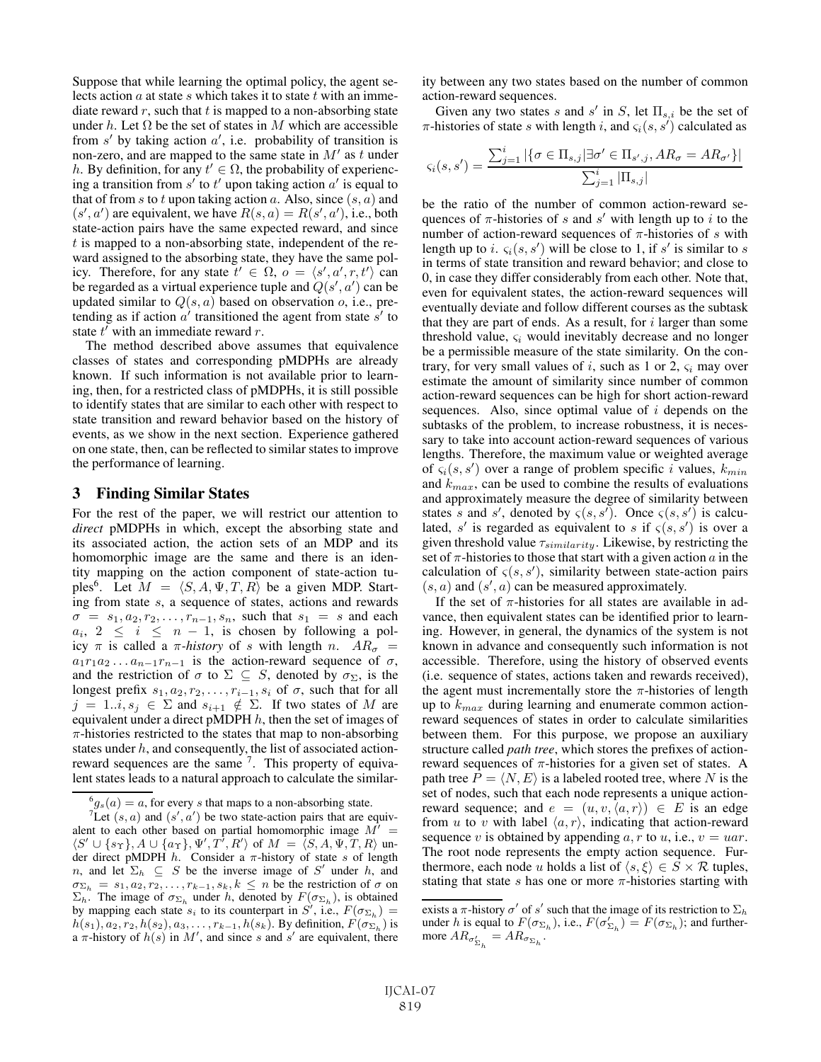Suppose that while learning the optimal policy, the agent selects action $a$ at state $s$ which takes it to state $t$ with an immediate reward $r$, such that $t$ is mapped to a non-absorbing state under $h$. Let $\Omega$ be the set of states in $M$ which are accessible from $s'$ by taking action $a'$, i.e. probability of transition is non-zero, and are mapped to the same state in $M'$ as $t$ under $h$. By definition, for any $t' \in \Omega$, the probability of experiencing a transition from $s'$ to $t'$ upon taking action $a'$ is equal to that of from $s$ to $t$ upon taking action $a$. Also, since $(s, a)$ and $(s', a')$ are equivalent, we have $R(s, a) = R(s', a')$, i.e., both state-action pairs have the same expected reward, and since $t$ is mapped to a non-absorbing state, independent of the reward assigned to the absorbing state, they have the same policy. Therefore, for any state $t' \in \Omega$, $o = \langle s', a', r, t' \rangle$ can be regarded as a virtual experience tuple and $Q(s', a')$ can be updated similar to $Q(s, a)$ based on observation $o$, i.e., pretending as if action $a'$ transitioned the agent from state $s'$ to state $t'$ with an immediate reward $r$.

The method described above assumes that equivalence classes of states and corresponding pMDPHs are already known. If such information is not available prior to learning, then, for a restricted class of pMDPHs, it is still possible to identify states that are similar to each other with respect to state transition and reward behavior based on the history of events, as we show in the next section. Experience gathered on one state, then, can be reflected to similar states to improve the performance of learning.

## 3 Finding Similar States

For the rest of the paper, we will restrict our attention to *direct* pMDPHs in which, except the absorbing state and its associated action, the action sets of an MDP and its homomorphic image are the same and there is an identity mapping on the action component of state-action tuples[6]. Let $M = \langle S, A, \Psi, T, R \rangle$ be a given MDP. Starting from state $s$, a sequence of states, actions and rewards $\sigma = s_1, a_2, r_2, \ldots, r_{n-1}, s_n$, such that $s_1 = s$ and each $a_i$, $2 \leq i \leq n-1$, is chosen by following a policy $\pi$ is called a *$\pi$-history* of $s$ with length $n$. $AR_\sigma = a_1 r_1 a_2 \ldots a_{n-1} r_{n-1}$ is the action-reward sequence of $\sigma$, and the restriction of $\sigma$ to $\Sigma \subseteq S$, denoted by $\sigma_\Sigma$, is the longest prefix $s_1, a_2, r_2, \ldots, r_{i-1}, s_i$ of $\sigma$, such that for all $j = 1..i, s_j \in \Sigma$ and $s_{i+1} \notin \Sigma$. If two states of $M$ are equivalent under a direct pMDPH $h$, then the set of images of $\pi$-histories restricted to the states that map to non-absorbing states under $h$, and consequently, the list of associated action-reward sequences are the same [7]. This property of equivalent states leads to a natural approach to calculate the similarity between any two states based on the number of common action-reward sequences.

Given any two states $s$ and $s'$ in $S$, let $\Pi_{s,i}$ be the set of $\pi$-histories of state $s$ with length $i$, and $\varsigma_i(s, s')$ calculated as

$$\varsigma_i(s, s') = \frac{\sum_{j=1}^{i} |\{\sigma \in \Pi_{s,j} | \exists \sigma' \in \Pi_{s',j}, AR_\sigma = AR_{\sigma'}\}|}{\sum_{j=1}^{i} |\Pi_{s,j}|}$$

be the ratio of the number of common action-reward sequences of $\pi$-histories of $s$ and $s'$ with length up to $i$ to the number of action-reward sequences of $\pi$-histories of $s$ with length up to $i$. $\varsigma_i(s, s')$ will be close to 1, if $s'$ is similar to $s$ in terms of state transition and reward behavior; and close to 0, in case they differ considerably from each other. Note that, even for equivalent states, the action-reward sequences will eventually deviate and follow different courses as the subtask that they are part of ends. As a result, for $i$ larger than some threshold value, $\varsigma_i$ would inevitably decrease and no longer be a permissible measure of the state similarity. On the contrary, for very small values of $i$, such as 1 or 2, $\varsigma_i$ may over estimate the amount of similarity since number of common action-reward sequences can be high for short action-reward sequences. Also, since optimal value of $i$ depends on the subtasks of the problem, to increase robustness, it is necessary to take into account action-reward sequences of various lengths. Therefore, the maximum value or weighted average of $\varsigma_i(s, s')$ over a range of problem specific $i$ values, $k_{min}$ and $k_{max}$, can be used to combine the results of evaluations and approximately measure the degree of similarity between states $s$ and $s'$, denoted by $\varsigma(s, s')$. Once $\varsigma(s, s')$ is calculated, $s'$ is regarded as equivalent to $s$ if $\varsigma(s, s')$ is over a given threshold value $\tau_{similarity}$. Likewise, by restricting the set of $\pi$-histories to those that start with a given action $a$ in the calculation of $\varsigma(s, s')$, similarity between state-action pairs $(s, a)$ and $(s', a)$ can be measured approximately.

If the set of $\pi$-histories for all states are available in advance, then equivalent states can be identified prior to learning. However, in general, the dynamics of the system is not known in advance and consequently such information is not accessible. Therefore, using the history of observed events (i.e. sequence of states, actions taken and rewards received), the agent must incrementally store the $\pi$-histories of length up to $k_{max}$ during learning and enumerate common action-reward sequences of states in order to calculate similarities between them. For this purpose, we propose an auxiliary structure called *path tree*, which stores the prefixes of action-reward sequences of $\pi$-histories for a given set of states. A path tree $P = \langle N, E \rangle$ is a labeled rooted tree, where $N$ is the set of nodes, such that each node represents a unique action-reward sequence; and $e = (u, v, \langle a, r \rangle) \in E$ is an edge from $u$ to $v$ with label $\langle a, r \rangle$, indicating that action-reward sequence $v$ is obtained by appending $a, r$ to $u$, i.e., $v = uar$. The root node represents the empty action sequence. Furthermore, each node $u$ holds a list of $\langle s, \xi \rangle \in S \times \mathcal{R}$ tuples, stating that state $s$ has one or more $\pi$-histories starting with

---

[6] $g_s(a) = a$, for every $s$ that maps to a non-absorbing state.

[7] Let $(s, a)$ and $(s', a')$ be two state-action pairs that are equivalent to each other based on partial homomorphic image $M' = \langle S' \cup \{s_\Upsilon\}, A \cup \{a_\Upsilon\}, \Psi', T', R' \rangle$ of $M = \langle S, A, \Psi, T, R \rangle$ under direct pMDPH $h$. Consider a $\pi$-history of state $s$ of length $n$, and let $\Sigma_h \subseteq S$ be the inverse image of $S'$ under $h$, and $\sigma_{\Sigma_h} = s_1, a_2, r_2, \ldots, r_{k-1}, s_k, k \leq n$ be the restriction of $\sigma$ on $\Sigma_h$. The image of $\sigma_{\Sigma_h}$ under $h$, denoted by $F(\sigma_{\Sigma_h})$, is obtained by mapping each state $s_i$ to its counterpart in $S'$, i.e., $F(\sigma_{\Sigma_h}) = h(s_1), a_2, r_2, h(s_2), a_3, \ldots, r_{k-1}, h(s_k)$. By definition, $F(\sigma_{\Sigma_h})$ is a $\pi$-history of $h(s)$ in $M'$, and since $s$ and $s'$ are equivalent, there exists a $\pi$-history $\sigma'$ of $s'$ such that the image of its restriction to $\Sigma_h$ under $h$ is equal to $F(\sigma_{\Sigma_h})$, i.e., $F(\sigma'_{\Sigma_h}) = F(\sigma_{\Sigma_h})$; and furthermore $AR_{\sigma'_{\Sigma_h}} = AR_{\sigma_{\Sigma_h}}$.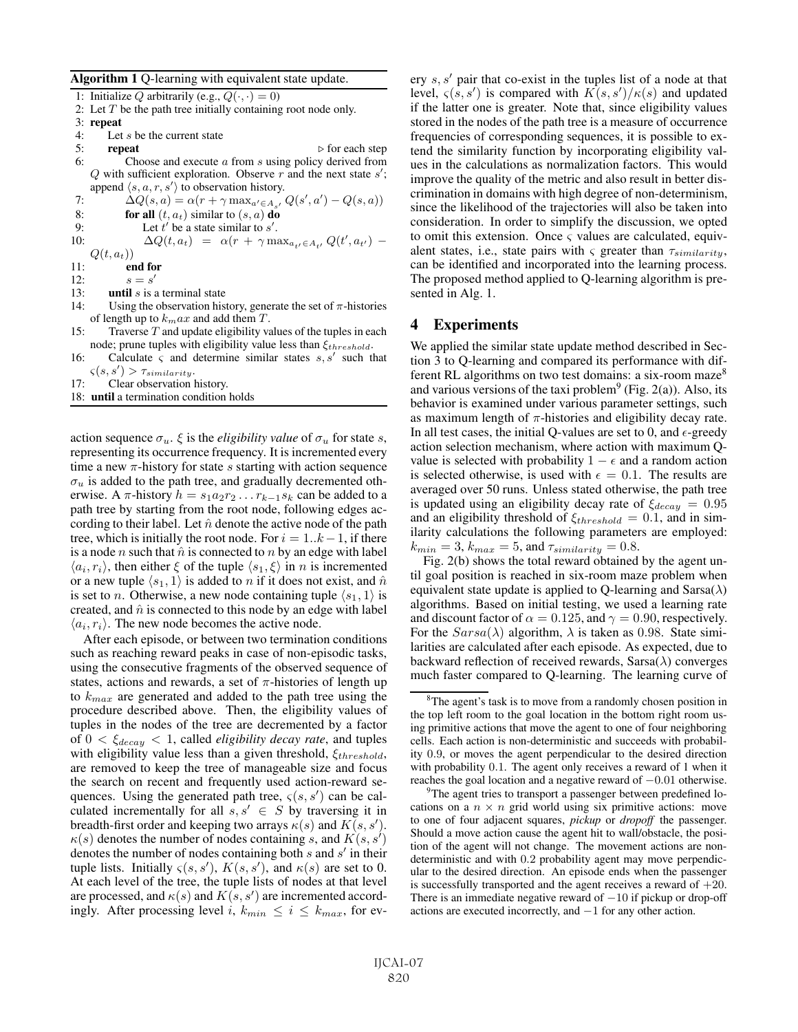**Algorithm 1** Q-learning with equivalent state update.

```
1: Initialize Q arbitrarily (e.g., Q(·,·) = 0)
2: Let T be the path tree initially containing root node only.
3: repeat
4:   Let s be the current state
5:   repeat                                          ▷ for each step
6:     Choose and execute a from s using policy derived from
       Q with sufficient exploration. Observe r and the next state s';
       append ⟨s, a, r, s'⟩ to observation history.
7:     ΔQ(s, a) = α(r + γ max_{a'∈A_{s'}} Q(s', a') − Q(s, a))
8:     for all (t, a_t) similar to (s, a) do
9:       Let t' be a state similar to s'.
10:      ΔQ(t, a_t) = α(r + γ max_{a_{t'}∈A_{t'}} Q(t', a_{t'}) −
         Q(t, a_t))
11:    end for
12:    s = s'
13:  until s is a terminal state
14:  Using the observation history, generate the set of π-histories
     of length up to k_max and add them T.
15:  Traverse T and update eligibility values of the tuples in each
     node; prune tuples with eligibility value less than ξ_threshold.
16:  Calculate ς and determine similar states s, s' such that
     ς(s, s') > τ_similarity.
17:  Clear observation history.
18: until a termination condition holds
```

action sequence $\sigma_u$. $\xi$ is the *eligibility value* of $\sigma_u$ for state $s$, representing its occurrence frequency. It is incremented every time a new $\pi$-history for state $s$ starting with action sequence $\sigma_u$ is added to the path tree, and gradually decremented otherwise. A $\pi$-history $h = s_1 a_2 r_2 \ldots r_{k-1} s_k$ can be added to a path tree by starting from the root node, following edges according to their label. Let $\hat{n}$ denote the active node of the path tree, which is initially the root node. For $i = 1..k-1$, if there is a node $n$ such that $\hat{n}$ is connected to $n$ by an edge with label $\langle a_i, r_i \rangle$, then either $\xi$ of the tuple $\langle s_1, \xi \rangle$ in $n$ is incremented or a new tuple $\langle s_1, 1 \rangle$ is added to $n$ if it does not exist, and $\hat{n}$ is set to $n$. Otherwise, a new node containing tuple $\langle s_1, 1 \rangle$ is created, and $\hat{n}$ is connected to this node by an edge with label $\langle a_i, r_i \rangle$. The new node becomes the active node.

After each episode, or between two termination conditions such as reaching reward peaks in case of non-episodic tasks, using the consecutive fragments of the observed sequence of states, actions and rewards, a set of $\pi$-histories of length up to $k_{max}$ are generated and added to the path tree using the procedure described above. Then, the eligibility values of tuples in the nodes of the tree are decremented by a factor of $0 < \xi_{decay} < 1$, called *eligibility decay rate*, and tuples with eligibility value less than a given threshold, $\xi_{threshold}$, are removed to keep the tree of manageable size and focus the search on recent and frequently used action-reward sequences. Using the generated path tree, $\varsigma(s, s')$ can be calculated incrementally for all $s, s' \in S$ by traversing it in breadth-first order and keeping two arrays $\kappa(s)$ and $K(s, s')$. $\kappa(s)$ denotes the number of nodes containing $s$, and $K(s, s')$ denotes the number of nodes containing both $s$ and $s'$ in their tuple lists. Initially $\varsigma(s, s')$, $K(s, s')$, and $\kappa(s)$ are set to 0. At each level of the tree, the tuple lists of nodes at that level are processed, and $\kappa(s)$ and $K(s, s')$ are incremented accordingly. After processing level $i$, $k_{min} \le i \le k_{max}$, for every $s, s'$ pair that co-exist in the tuples list of a node at that level, $\varsigma(s, s')$ is compared with $K(s, s')/\kappa(s)$ and updated if the latter one is greater. Note that, since eligibility values stored in the nodes of the path tree is a measure of occurrence frequencies of corresponding sequences, it is possible to extend the similarity function by incorporating eligibility values in the calculations as normalization factors. This would improve the quality of the metric and also result in better discrimination in domains with high degree of non-determinism, since the likelihood of the trajectories will also be taken into consideration. In order to simplify the discussion, we opted to omit this extension. Once $\varsigma$ values are calculated, equivalent states, i.e., state pairs with $\varsigma$ greater than $\tau_{similarity}$, can be identified and incorporated into the learning process. The proposed method applied to Q-learning algorithm is presented in Alg. 1.

## 4 Experiments

We applied the similar state update method described in Section 3 to Q-learning and compared its performance with different RL algorithms on two test domains: a six-room maze[8] and various versions of the taxi problem[9] (Fig. 2(a)). Also, its behavior is examined under various parameter settings, such as maximum length of $\pi$-histories and eligibility decay rate. In all test cases, the initial Q-values are set to 0, and $\epsilon$-greedy action selection mechanism, where action with maximum Q-value is selected with probability $1 - \epsilon$ and a random action is selected otherwise, is used with $\epsilon = 0.1$. The results are averaged over 50 runs. Unless stated otherwise, the path tree is updated using an eligibility decay rate of $\xi_{decay} = 0.95$ and an eligibility threshold of $\xi_{threshold} = 0.1$, and in similarity calculations the following parameters are employed: $k_{min} = 3$, $k_{max} = 5$, and $\tau_{similarity} = 0.8$.

Fig. 2(b) shows the total reward obtained by the agent until goal position is reached in six-room maze problem when equivalent state update is applied to Q-learning and Sarsa($\lambda$) algorithms. Based on initial testing, we used a learning rate and discount factor of $\alpha = 0.125$, and $\gamma = 0.90$, respectively. For the $Sarsa(\lambda)$ algorithm, $\lambda$ is taken as 0.98. State similarities are calculated after each episode. As expected, due to backward reflection of received rewards, Sarsa($\lambda$) converges much faster compared to Q-learning. The learning curve of

[8] The agent's task is to move from a randomly chosen position in the top left room to the goal location in the bottom right room using primitive actions that move the agent to one of four neighboring cells. Each action is non-deterministic and succeeds with probability 0.9, or moves the agent perpendicular to the desired direction with probability 0.1. The agent only receives a reward of 1 when it reaches the goal location and a negative reward of $-0.01$ otherwise.

[9] The agent tries to transport a passenger between predefined locations on a $n \times n$ grid world using six primitive actions: move to one of four adjacent squares, *pickup* or *dropoff* the passenger. Should a move action cause the agent hit to wall/obstacle, the position of the agent will not change. The movement actions are non-deterministic and with 0.2 probability agent may move perpendicular to the desired direction. An episode ends when the passenger is successfully transported and the agent receives a reward of $+20$. There is an immediate negative reward of $-10$ if pickup or drop-off actions are executed incorrectly, and $-1$ for any other action.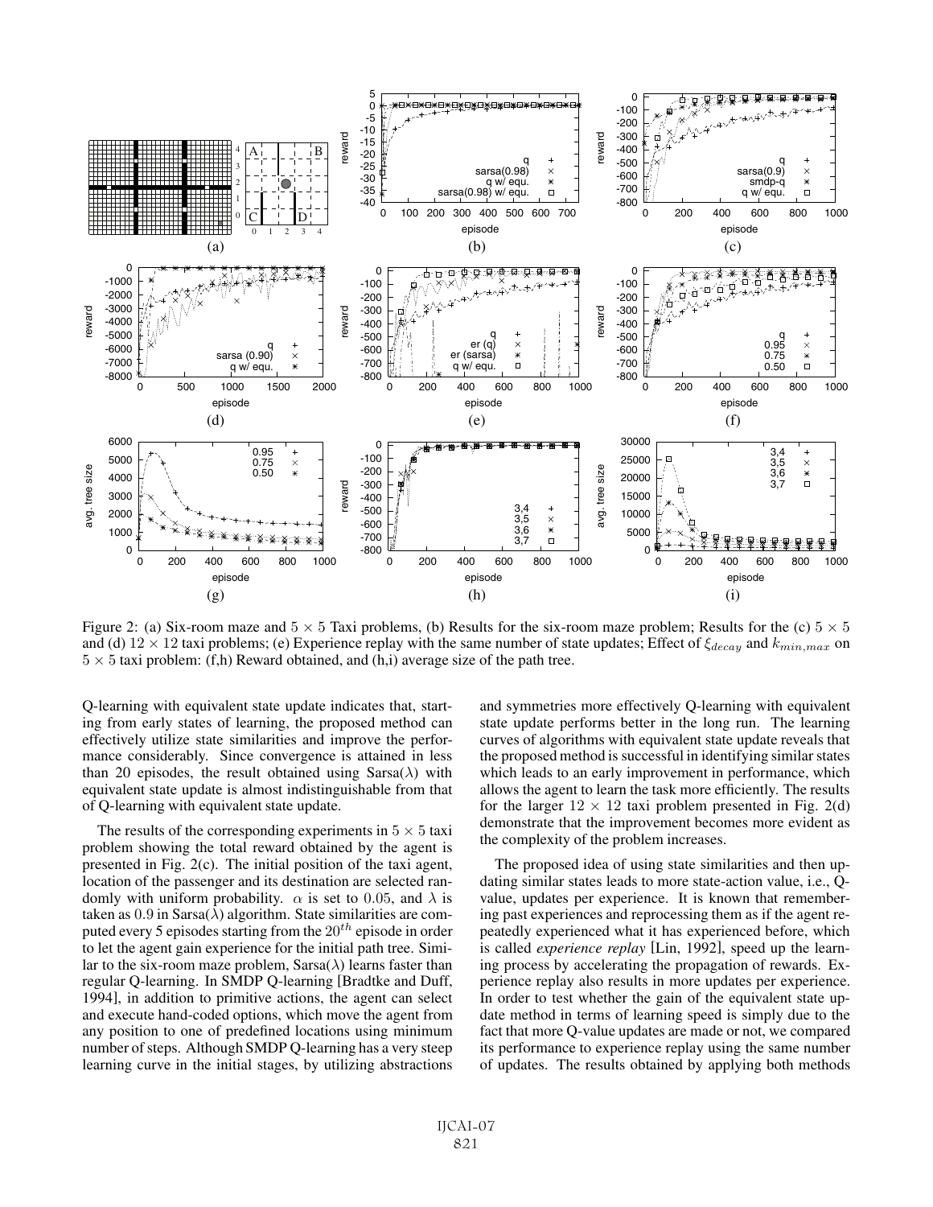Figure 2: (a) Six-room maze and $5 \times 5$ Taxi problems, (b) Results for the six-room maze problem; Results for the (c) $5 \times 5$ and (d) $12 \times 12$ taxi problems; (e) Experience replay with the same number of state updates; Effect of $\xi_{decay}$ and $k_{min,max}$ on $5 \times 5$ taxi problem: (f,h) Reward obtained, and (h,i) average size of the path tree.

Q-learning with equivalent state update indicates that, starting from early states of learning, the proposed method can effectively utilize state similarities and improve the performance considerably. Since convergence is attained in less than 20 episodes, the result obtained using Sarsa($\lambda$) with equivalent state update is almost indistinguishable from that of Q-learning with equivalent state update.

The results of the corresponding experiments in $5 \times 5$ taxi problem showing the total reward obtained by the agent is presented in Fig. 2(c). The initial position of the taxi agent, location of the passenger and its destination are selected randomly with uniform probability. $\alpha$ is set to 0.05, and $\lambda$ is taken as 0.9 in Sarsa($\lambda$) algorithm. State similarities are computed every 5 episodes starting from the $20^{th}$ episode in order to let the agent gain experience for the initial path tree. Similar to the six-room maze problem, Sarsa($\lambda$) learns faster than regular Q-learning. In SMDP Q-learning [Bradtke and Duff, 1994], in addition to primitive actions, the agent can select and execute hand-coded options, which move the agent from any position to one of predefined locations using minimum number of steps. Although SMDP Q-learning has a very steep learning curve in the initial stages, by utilizing abstractions and symmetries more effectively Q-learning with equivalent state update performs better in the long run. The learning curves of algorithms with equivalent state update reveals that the proposed method is successful in identifying similar states which leads to an early improvement in performance, which allows the agent to learn the task more efficiently. The results for the larger $12 \times 12$ taxi problem presented in Fig. 2(d) demonstrate that the improvement becomes more evident as the complexity of the problem increases.

The proposed idea of using state similarities and then updating similar states leads to more state-action value, i.e., Q-value, updates per experience. It is known that remembering past experiences and reprocessing them as if the agent repeatedly experienced what it has experienced before, which is called *experience replay* [Lin, 1992], speed up the learning process by accelerating the propagation of rewards. Experience replay also results in more updates per experience. In order to test whether the gain of the equivalent state update method in terms of learning speed is simply due to the fact that more Q-value updates are made or not, we compared its performance to experience replay using the same number of updates. The results obtained by applying both methods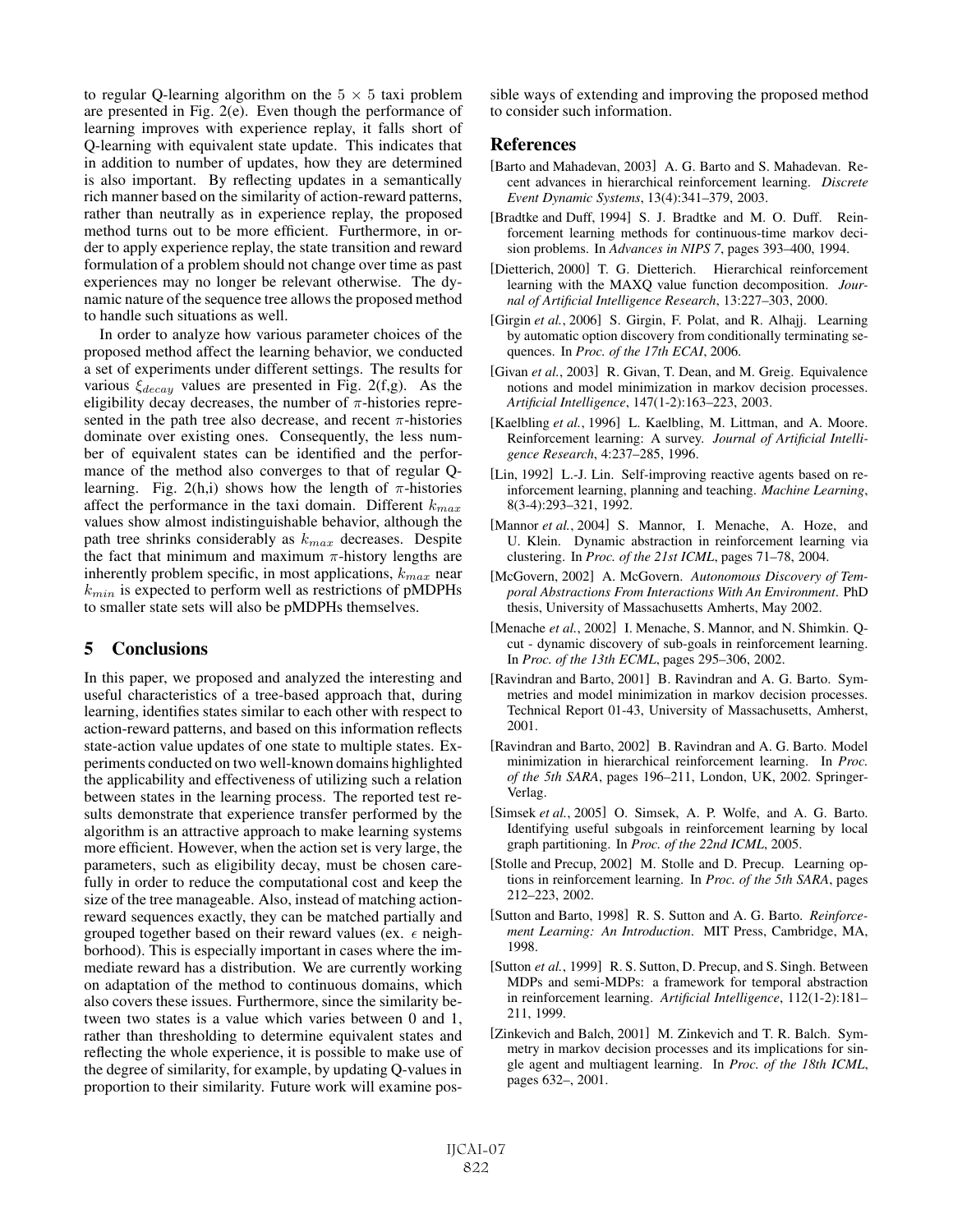to regular Q-learning algorithm on the $5 \times 5$ taxi problem are presented in Fig. 2(e). Even though the performance of learning improves with experience replay, it falls short of Q-learning with equivalent state update. This indicates that in addition to number of updates, how they are determined is also important. By reflecting updates in a semantically rich manner based on the similarity of action-reward patterns, rather than neutrally as in experience replay, the proposed method turns out to be more efficient. Furthermore, in order to apply experience replay, the state transition and reward formulation of a problem should not change over time as past experiences may no longer be relevant otherwise. The dynamic nature of the sequence tree allows the proposed method to handle such situations as well.

In order to analyze how various parameter choices of the proposed method affect the learning behavior, we conducted a set of experiments under different settings. The results for various $\xi_{decay}$ values are presented in Fig. 2(f,g). As the eligibility decay decreases, the number of $\pi$-histories represented in the path tree also decrease, and recent $\pi$-histories dominate over existing ones. Consequently, the less number of equivalent states can be identified and the performance of the method also converges to that of regular Q-learning. Fig. 2(h,i) shows how the length of $\pi$-histories affect the performance in the taxi domain. Different $k_{max}$ values show almost indistinguishable behavior, although the path tree shrinks considerably as $k_{max}$ decreases. Despite the fact that minimum and maximum $\pi$-history lengths are inherently problem specific, in most applications, $k_{max}$ near $k_{min}$ is expected to perform well as restrictions of pMDPHs to smaller state sets will also be pMDPHs themselves.

## 5 Conclusions

In this paper, we proposed and analyzed the interesting and useful characteristics of a tree-based approach that, during learning, identifies states similar to each other with respect to action-reward patterns, and based on this information reflects state-action value updates of one state to multiple states. Experiments conducted on two well-known domains highlighted the applicability and effectiveness of utilizing such a relation between states in the learning process. The reported test results demonstrate that experience transfer performed by the algorithm is an attractive approach to make learning systems more efficient. However, when the action set is very large, the parameters, such as eligibility decay, must be chosen carefully in order to reduce the computational cost and keep the size of the tree manageable. Also, instead of matching action-reward sequences exactly, they can be matched partially and grouped together based on their reward values (ex. $\epsilon$ neighborhood). This is especially important in cases where the immediate reward has a distribution. We are currently working on adaptation of the method to continuous domains, which also covers these issues. Furthermore, since the similarity between two states is a value which varies between 0 and 1, rather than thresholding to determine equivalent states and reflecting the whole experience, it is possible to make use of the degree of similarity, for example, by updating Q-values in proportion to their similarity. Future work will examine possible ways of extending and improving the proposed method to consider such information.

## References

[Barto and Mahadevan, 2003] A. G. Barto and S. Mahadevan. Recent advances in hierarchical reinforcement learning. *Discrete Event Dynamic Systems*, 13(4):341–379, 2003.

[Bradtke and Duff, 1994] S. J. Bradtke and M. O. Duff. Reinforcement learning methods for continuous-time markov decision problems. In *Advances in NIPS 7*, pages 393–400, 1994.

[Dietterich, 2000] T. G. Dietterich. Hierarchical reinforcement learning with the MAXQ value function decomposition. *Journal of Artificial Intelligence Research*, 13:227–303, 2000.

[Girgin *et al.*, 2006] S. Girgin, F. Polat, and R. Alhajj. Learning by automatic option discovery from conditionally terminating sequences. In *Proc. of the 17th ECAI*, 2006.

[Givan *et al.*, 2003] R. Givan, T. Dean, and M. Greig. Equivalence notions and model minimization in markov decision processes. *Artificial Intelligence*, 147(1-2):163–223, 2003.

[Kaelbling *et al.*, 1996] L. Kaelbling, M. Littman, and A. Moore. Reinforcement learning: A survey. *Journal of Artificial Intelligence Research*, 4:237–285, 1996.

[Lin, 1992] L.-J. Lin. Self-improving reactive agents based on reinforcement learning, planning and teaching. *Machine Learning*, 8(3-4):293–321, 1992.

[Mannor *et al.*, 2004] S. Mannor, I. Menache, A. Hoze, and U. Klein. Dynamic abstraction in reinforcement learning via clustering. In *Proc. of the 21st ICML*, pages 71–78, 2004.

[McGovern, 2002] A. McGovern. *Autonomous Discovery of Temporal Abstractions From Interactions With An Environment*. PhD thesis, University of Massachusetts Amherts, May 2002.

[Menache *et al.*, 2002] I. Menache, S. Mannor, and N. Shimkin. Q-cut - dynamic discovery of sub-goals in reinforcement learning. In *Proc. of the 13th ECML*, pages 295–306, 2002.

[Ravindran and Barto, 2001] B. Ravindran and A. G. Barto. Symmetries and model minimization in markov decision processes. Technical Report 01-43, University of Massachusetts, Amherst, 2001.

[Ravindran and Barto, 2002] B. Ravindran and A. G. Barto. Model minimization in hierarchical reinforcement learning. In *Proc. of the 5th SARA*, pages 196–211, London, UK, 2002. Springer-Verlag.

[Simsek *et al.*, 2005] O. Simsek, A. P. Wolfe, and A. G. Barto. Identifying useful subgoals in reinforcement learning by local graph partitioning. In *Proc. of the 22nd ICML*, 2005.

[Stolle and Precup, 2002] M. Stolle and D. Precup. Learning options in reinforcement learning. In *Proc. of the 5th SARA*, pages 212–223, 2002.

[Sutton and Barto, 1998] R. S. Sutton and A. G. Barto. *Reinforcement Learning: An Introduction*. MIT Press, Cambridge, MA, 1998.

[Sutton *et al.*, 1999] R. S. Sutton, D. Precup, and S. Singh. Between MDPs and semi-MDPs: a framework for temporal abstraction in reinforcement learning. *Artificial Intelligence*, 112(1-2):181–211, 1999.

[Zinkevich and Balch, 2001] M. Zinkevich and T. R. Balch. Symmetry in markov decision processes and its implications for single agent and multiagent learning. In *Proc. of the 18th ICML*, pages 632–, 2001.